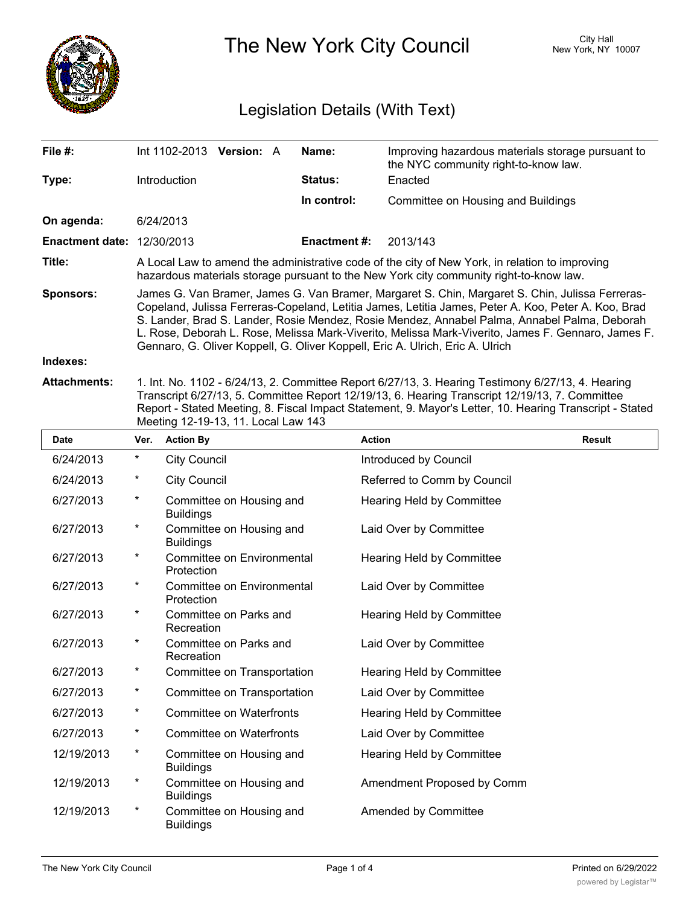# The New York City Council

City Hall
New York, NY 10007

## Legislation Details (With Text)

| | | | |
|---|---|---|---|
| **File #:** | Int 1102-2013 **Version:** A | **Name:** | Improving hazardous materials storage pursuant to the NYC community right-to-know law. |
| **Type:** | Introduction | **Status:** | Enacted |
| | | **In control:** | Committee on Housing and Buildings |
| **On agenda:** | 6/24/2013 | | |
| **Enactment date:** | 12/30/2013 | **Enactment #:** | 2013/143 |

**Title:** A Local Law to amend the administrative code of the city of New York, in relation to improving hazardous materials storage pursuant to the New York city community right-to-know law.

**Sponsors:** James G. Van Bramer, James G. Van Bramer, Margaret S. Chin, Margaret S. Chin, Julissa Ferreras-Copeland, Julissa Ferreras-Copeland, Letitia James, Letitia James, Peter A. Koo, Peter A. Koo, Brad S. Lander, Brad S. Lander, Rosie Mendez, Rosie Mendez, Annabel Palma, Annabel Palma, Deborah L. Rose, Deborah L. Rose, Melissa Mark-Viverito, Melissa Mark-Viverito, James F. Gennaro, James F. Gennaro, G. Oliver Koppell, G. Oliver Koppell, Eric A. Ulrich, Eric A. Ulrich

**Indexes:**

**Attachments:** 1. Int. No. 1102 - 6/24/13, 2. Committee Report 6/27/13, 3. Hearing Testimony 6/27/13, 4. Hearing Transcript 6/27/13, 5. Committee Report 12/19/13, 6. Hearing Transcript 12/19/13, 7. Committee Report - Stated Meeting, 8. Fiscal Impact Statement, 9. Mayor's Letter, 10. Hearing Transcript - Stated Meeting 12-19-13, 11. Local Law 143

| Date | Ver. | Action By | Action | Result |
|---|---|---|---|---|
| 6/24/2013 | * | City Council | Introduced by Council | |
| 6/24/2013 | * | City Council | Referred to Comm by Council | |
| 6/27/2013 | * | Committee on Housing and Buildings | Hearing Held by Committee | |
| 6/27/2013 | * | Committee on Housing and Buildings | Laid Over by Committee | |
| 6/27/2013 | * | Committee on Environmental Protection | Hearing Held by Committee | |
| 6/27/2013 | * | Committee on Environmental Protection | Laid Over by Committee | |
| 6/27/2013 | * | Committee on Parks and Recreation | Hearing Held by Committee | |
| 6/27/2013 | * | Committee on Parks and Recreation | Laid Over by Committee | |
| 6/27/2013 | * | Committee on Transportation | Hearing Held by Committee | |
| 6/27/2013 | * | Committee on Transportation | Laid Over by Committee | |
| 6/27/2013 | * | Committee on Waterfronts | Hearing Held by Committee | |
| 6/27/2013 | * | Committee on Waterfronts | Laid Over by Committee | |
| 12/19/2013 | * | Committee on Housing and Buildings | Hearing Held by Committee | |
| 12/19/2013 | * | Committee on Housing and Buildings | Amendment Proposed by Comm | |
| 12/19/2013 | * | Committee on Housing and Buildings | Amended by Committee | |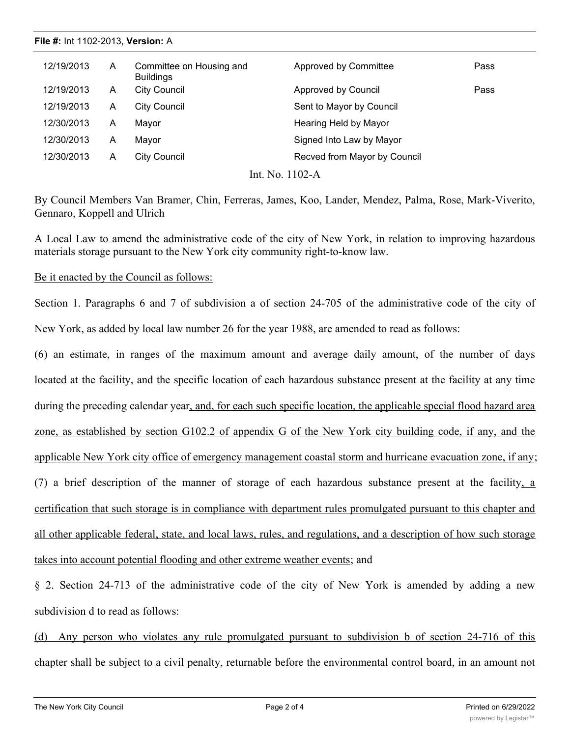| 12/19/2013 | A | Committee on Housing and Buildings | Approved by Committee | Pass |
|---|---|---|---|---|
| 12/19/2013 | A | City Council | Approved by Council | Pass |
| 12/19/2013 | A | City Council | Sent to Mayor by Council | |
| 12/30/2013 | A | Mayor | Hearing Held by Mayor | |
| 12/30/2013 | A | Mayor | Signed Into Law by Mayor | |
| 12/30/2013 | A | City Council | Recved from Mayor by Council | |

Int. No. 1102-A

By Council Members Van Bramer, Chin, Ferreras, James, Koo, Lander, Mendez, Palma, Rose, Mark-Viverito, Gennaro, Koppell and Ulrich

A Local Law to amend the administrative code of the city of New York, in relation to improving hazardous materials storage pursuant to the New York city community right-to-know law.

Be it enacted by the Council as follows:

Section 1. Paragraphs 6 and 7 of subdivision a of section 24-705 of the administrative code of the city of New York, as added by local law number 26 for the year 1988, are amended to read as follows:

(6) an estimate, in ranges of the maximum amount and average daily amount, of the number of days located at the facility, and the specific location of each hazardous substance present at the facility at any time during the preceding calendar year, and, for each such specific location, the applicable special flood hazard area zone, as established by section G102.2 of appendix G of the New York city building code, if any, and the applicable New York city office of emergency management coastal storm and hurricane evacuation zone, if any;

(7) a brief description of the manner of storage of each hazardous substance present at the facility, a certification that such storage is in compliance with department rules promulgated pursuant to this chapter and all other applicable federal, state, and local laws, rules, and regulations, and a description of how such storage takes into account potential flooding and other extreme weather events; and

§ 2. Section 24-713 of the administrative code of the city of New York is amended by adding a new subdivision d to read as follows:

(d) Any person who violates any rule promulgated pursuant to subdivision b of section 24-716 of this chapter shall be subject to a civil penalty, returnable before the environmental control board, in an amount not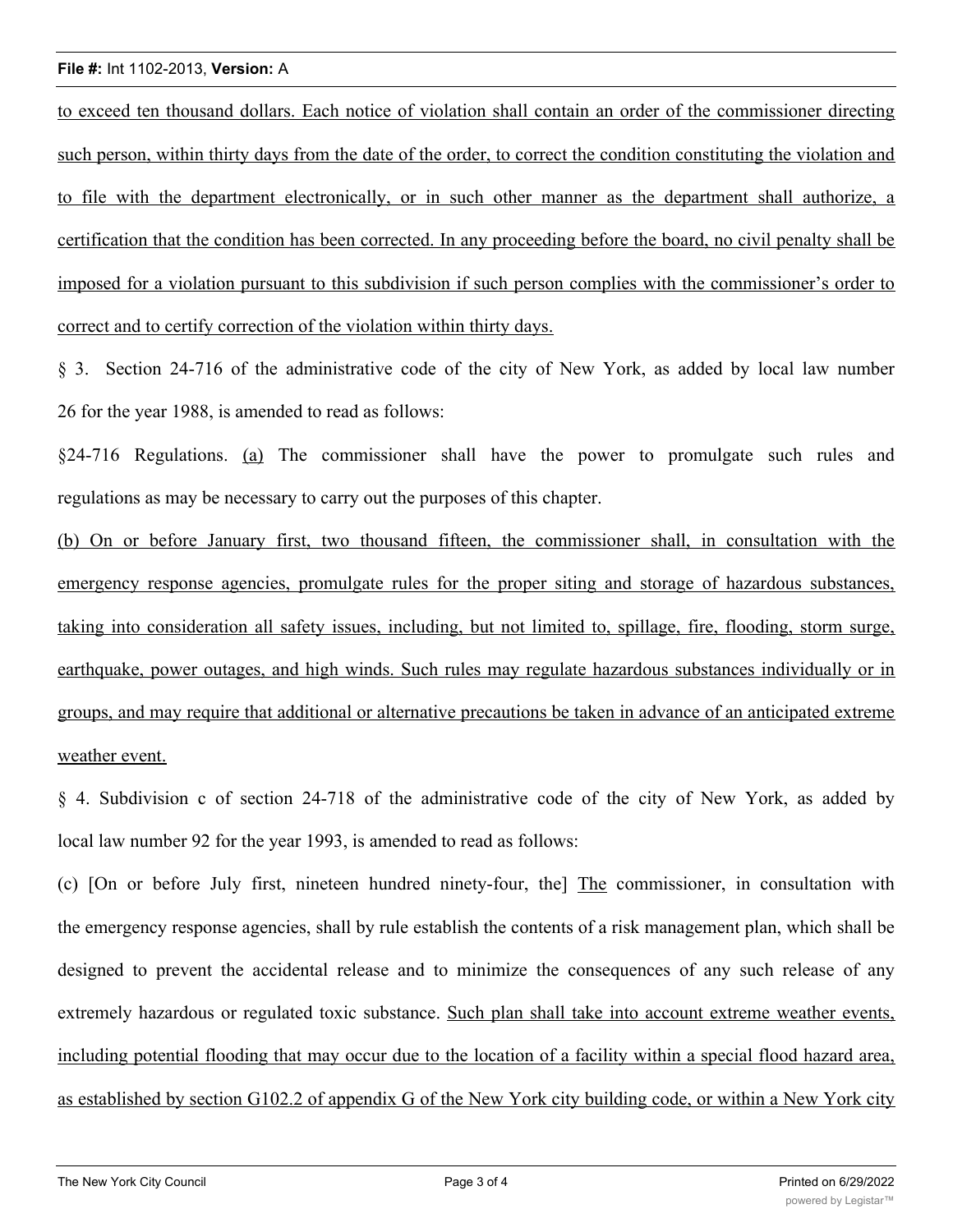to exceed ten thousand dollars. Each notice of violation shall contain an order of the commissioner directing such person, within thirty days from the date of the order, to correct the condition constituting the violation and to file with the department electronically, or in such other manner as the department shall authorize, a certification that the condition has been corrected. In any proceeding before the board, no civil penalty shall be imposed for a violation pursuant to this subdivision if such person complies with the commissioner's order to correct and to certify correction of the violation within thirty days.

§ 3. Section 24-716 of the administrative code of the city of New York, as added by local law number 26 for the year 1988, is amended to read as follows:

§24-716 Regulations. (a) The commissioner shall have the power to promulgate such rules and regulations as may be necessary to carry out the purposes of this chapter.

(b) On or before January first, two thousand fifteen, the commissioner shall, in consultation with the emergency response agencies, promulgate rules for the proper siting and storage of hazardous substances, taking into consideration all safety issues, including, but not limited to, spillage, fire, flooding, storm surge, earthquake, power outages, and high winds. Such rules may regulate hazardous substances individually or in groups, and may require that additional or alternative precautions be taken in advance of an anticipated extreme weather event.

§ 4. Subdivision c of section 24-718 of the administrative code of the city of New York, as added by local law number 92 for the year 1993, is amended to read as follows:

(c) [On or before July first, nineteen hundred ninety-four, the] The commissioner, in consultation with the emergency response agencies, shall by rule establish the contents of a risk management plan, which shall be designed to prevent the accidental release and to minimize the consequences of any such release of any extremely hazardous or regulated toxic substance. Such plan shall take into account extreme weather events, including potential flooding that may occur due to the location of a facility within a special flood hazard area, as established by section G102.2 of appendix G of the New York city building code, or within a New York city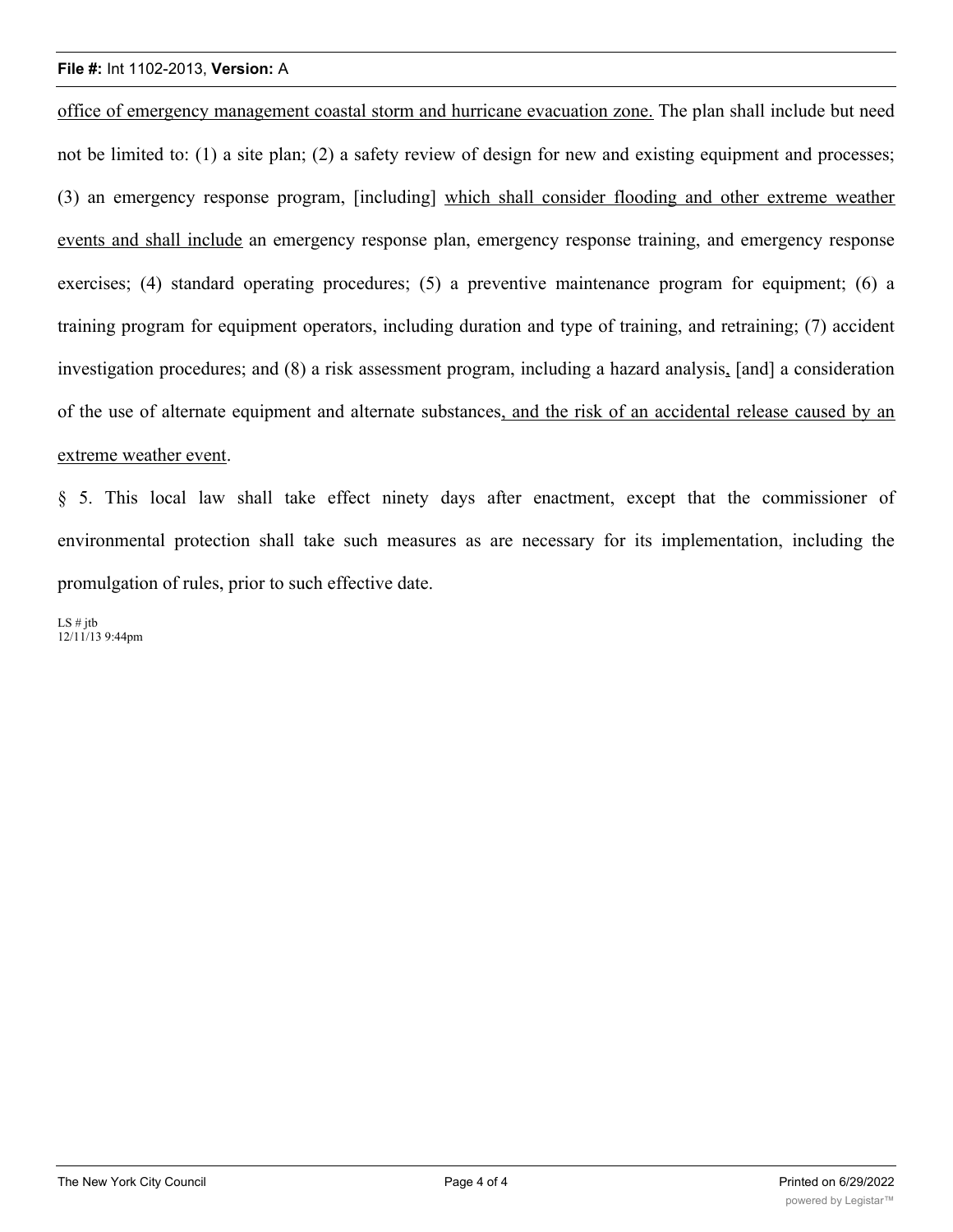office of emergency management coastal storm and hurricane evacuation zone. The plan shall include but need not be limited to: (1) a site plan; (2) a safety review of design for new and existing equipment and processes; (3) an emergency response program, [including] which shall consider flooding and other extreme weather events and shall include an emergency response plan, emergency response training, and emergency response exercises; (4) standard operating procedures; (5) a preventive maintenance program for equipment; (6) a training program for equipment operators, including duration and type of training, and retraining; (7) accident investigation procedures; and (8) a risk assessment program, including a hazard analysis, [and] a consideration of the use of alternate equipment and alternate substances, and the risk of an accidental release caused by an extreme weather event.

§ 5. This local law shall take effect ninety days after enactment, except that the commissioner of environmental protection shall take such measures as are necessary for its implementation, including the promulgation of rules, prior to such effective date.

LS # jtb
12/11/13 9:44pm